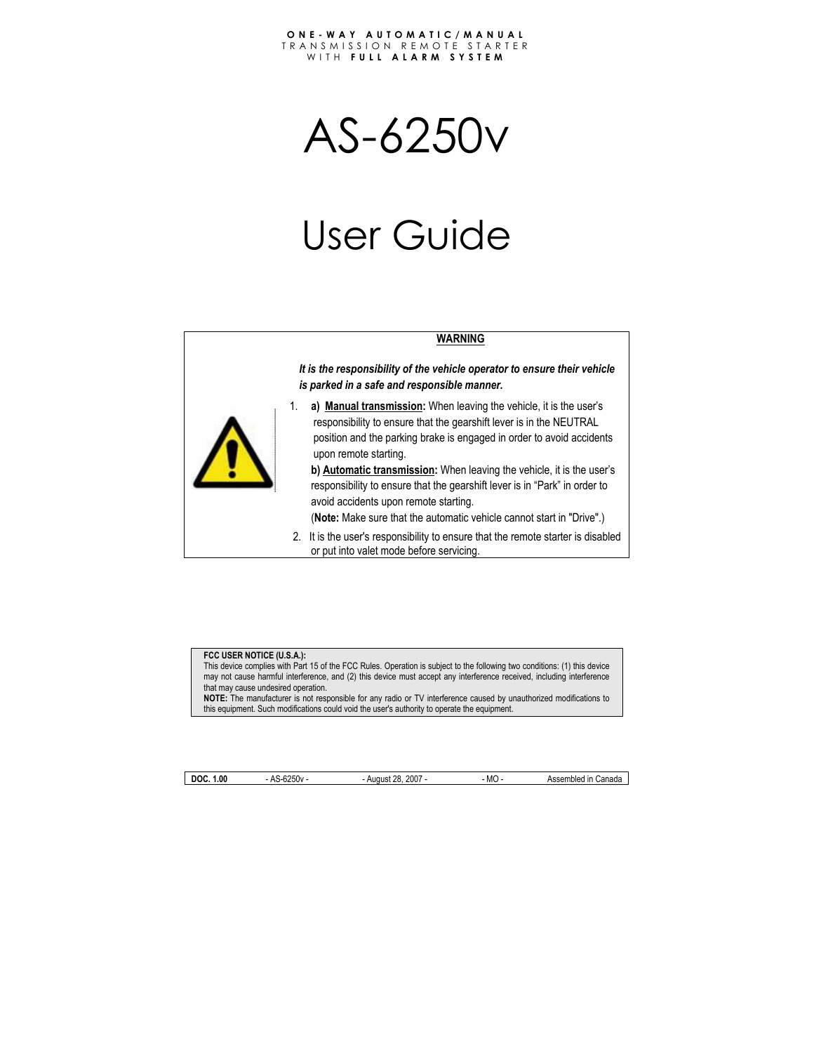**ONE-WAY AUTOMATIC/MANUAL**
TRANSMISSION REMOTE STARTER
WITH **FULL ALARM SYSTEM**

# AS-6250v

# User Guide

**WARNING**

***It is the responsibility of the vehicle operator to ensure their vehicle is parked in a safe and responsible manner.***

1. **a) Manual transmission:** When leaving the vehicle, it is the user's responsibility to ensure that the gearshift lever is in the NEUTRAL position and the parking brake is engaged in order to avoid accidents upon remote starting.

   **b) Automatic transmission:** When leaving the vehicle, it is the user's responsibility to ensure that the gearshift lever is in "Park" in order to avoid accidents upon remote starting.
   (**Note:** Make sure that the automatic vehicle cannot start in "Drive".)
2. It is the user's responsibility to ensure that the remote starter is disabled or put into valet mode before servicing.

**FCC USER NOTICE (U.S.A.):**
This device complies with Part 15 of the FCC Rules. Operation is subject to the following two conditions: (1) this device may not cause harmful interference, and (2) this device must accept any interference received, including interference that may cause undesired operation.
**NOTE:** The manufacturer is not responsible for any radio or TV interference caused by unauthorized modifications to this equipment. Such modifications could void the user's authority to operate the equipment.

| **DOC. 1.00** | - AS-6250v - | - August 28, 2007 - | - MO - | Assembled in Canada |
|---|---|---|---|---|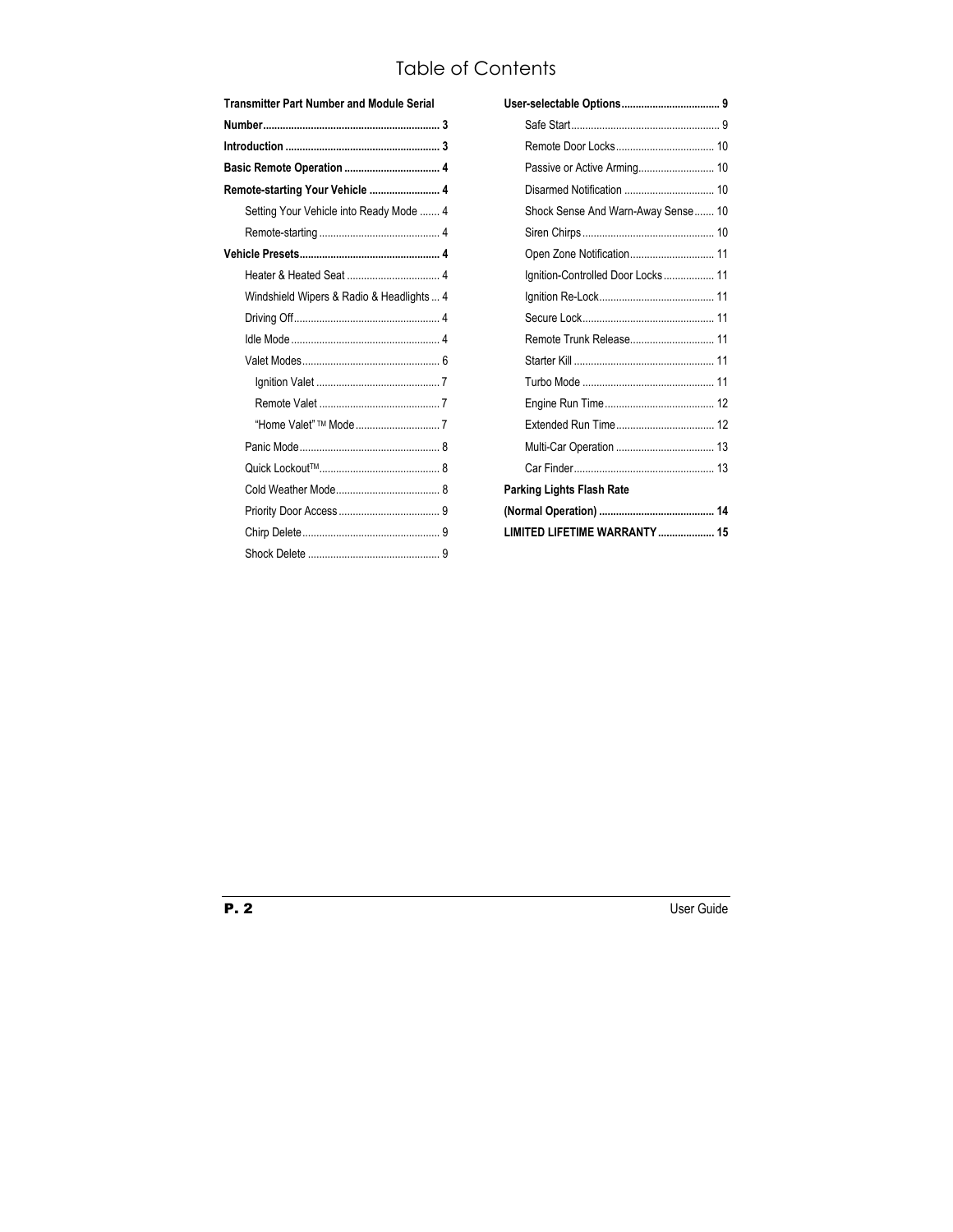# Table of Contents

**Transmitter Part Number and Module Serial Number** .......... 3
**Introduction** .......... 3
**Basic Remote Operation** .......... 4
**Remote-starting Your Vehicle** .......... 4
- Setting Your Vehicle into Ready Mode .......... 4
- Remote-starting .......... 4

**Vehicle Presets** .......... 4
- Heater & Heated Seat .......... 4
- Windshield Wipers & Radio & Headlights .......... 4
- Driving Off .......... 4
- Idle Mode .......... 4
- Valet Modes .......... 6
  - Ignition Valet .......... 7
  - Remote Valet .......... 7
  - "Home Valet" ™ Mode .......... 7
- Panic Mode .......... 8
- Quick Lockout™ .......... 8
- Cold Weather Mode .......... 8
- Priority Door Access .......... 9
- Chirp Delete .......... 9
- Shock Delete .......... 9

**User-selectable Options** .......... 9
- Safe Start .......... 9
- Remote Door Locks .......... 10
- Passive or Active Arming .......... 10
- Disarmed Notification .......... 10
- Shock Sense And Warn-Away Sense .......... 10
- Siren Chirps .......... 10
- Open Zone Notification .......... 11
- Ignition-Controlled Door Locks .......... 11
- Ignition Re-Lock .......... 11
- Secure Lock .......... 11
- Remote Trunk Release .......... 11
- Starter Kill .......... 11
- Turbo Mode .......... 11
- Engine Run Time .......... 12
- Extended Run Time .......... 12
- Multi-Car Operation .......... 13
- Car Finder .......... 13

**Parking Lights Flash Rate (Normal Operation)** .......... 14
**LIMITED LIFETIME WARRANTY** .......... 15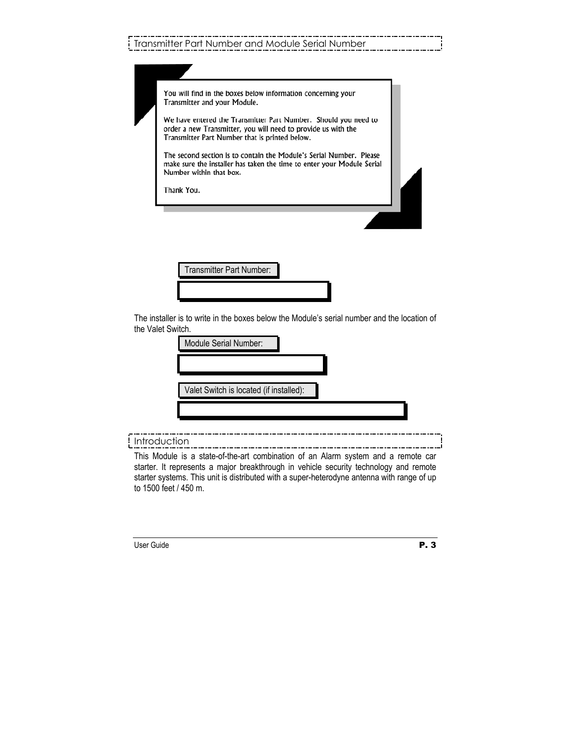## Transmitter Part Number and Module Serial Number

You will find in the boxes below information concerning your Transmitter and your Module.

We have entered the Transmitter Part Number. Should you need to order a new Transmitter, you will need to provide us with the Transmitter Part Number that is printed below.

The second section is to contain the Module's Serial Number. Please make sure the installer has taken the time to enter your Module Serial Number within that box.

Thank You.

**Transmitter Part Number:**

The installer is to write in the boxes below the Module's serial number and the location of the Valet Switch.

**Module Serial Number:**

**Valet Switch is located (if installed):**

## Introduction

This Module is a state-of-the-art combination of an Alarm system and a remote car starter. It represents a major breakthrough in vehicle security technology and remote starter systems. This unit is distributed with a super-heterodyne antenna with range of up to 1500 feet / 450 m.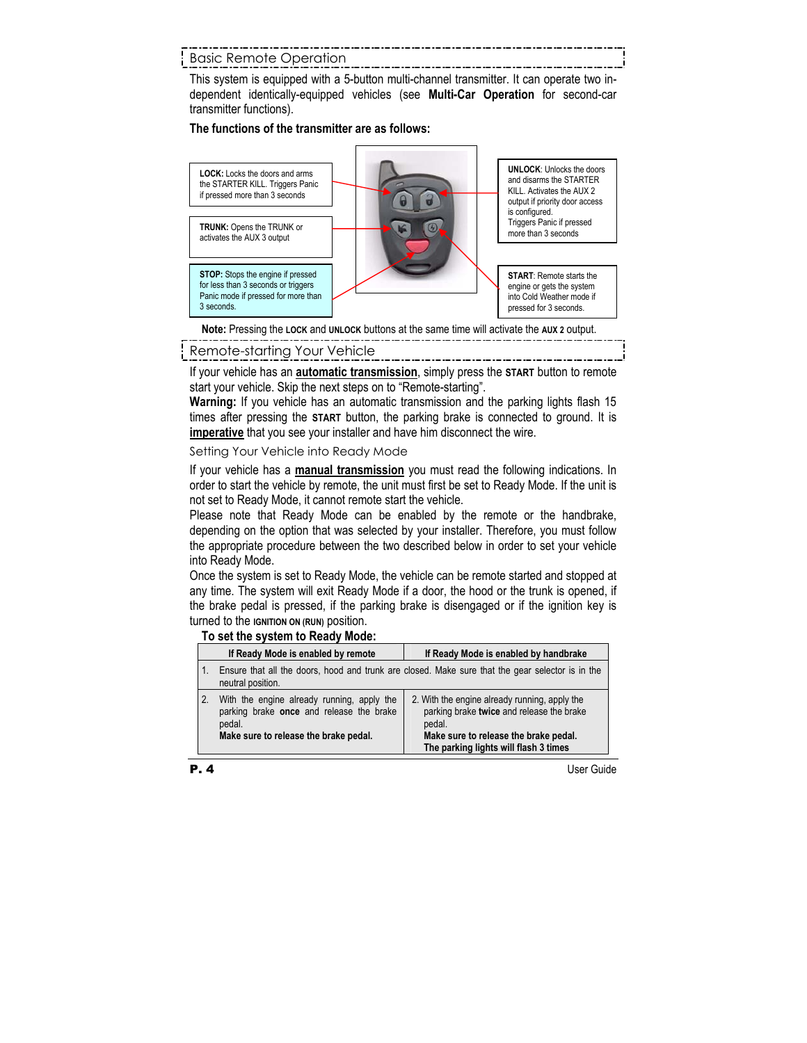## Basic Remote Operation

This system is equipped with a 5-button multi-channel transmitter. It can operate two independent identically-equipped vehicles (see **Multi-Car Operation** for second-car transmitter functions).

**The functions of the transmitter are as follows:**

**LOCK:** Locks the doors and arms the STARTER KILL. Triggers Panic if pressed more than 3 seconds

**TRUNK:** Opens the TRUNK or activates the AUX 3 output

**STOP:** Stops the engine if pressed for less than 3 seconds or triggers Panic mode if pressed for more than 3 seconds.

**UNLOCK**: Unlocks the doors and disarms the STARTER KILL. Activates the AUX 2 output if priority door access is configured. Triggers Panic if pressed more than 3 seconds

**START**: Remote starts the engine or gets the system into Cold Weather mode if pressed for 3 seconds.

**Note:** Pressing the **LOCK** and **UNLOCK** buttons at the same time will activate the **AUX 2** output.

## Remote-starting Your Vehicle

If your vehicle has an **automatic transmission**, simply press the **START** button to remote start your vehicle. Skip the next steps on to "Remote-starting".

**Warning:** If you vehicle has an automatic transmission and the parking lights flash 15 times after pressing the **START** button, the parking brake is connected to ground. It is **imperative** that you see your installer and have him disconnect the wire.

### Setting Your Vehicle into Ready Mode

If your vehicle has a **manual transmission** you must read the following indications. In order to start the vehicle by remote, the unit must first be set to Ready Mode. If the unit is not set to Ready Mode, it cannot remote start the vehicle.

Please note that Ready Mode can be enabled by the remote or the handbrake, depending on the option that was selected by your installer. Therefore, you must follow the appropriate procedure between the two described below in order to set your vehicle into Ready Mode.

Once the system is set to Ready Mode, the vehicle can be remote started and stopped at any time. The system will exit Ready Mode if a door, the hood or the trunk is opened, if the brake pedal is pressed, if the parking brake is disengaged or if the ignition key is turned to the **IGNITION ON (RUN)** position.

**To set the system to Ready Mode:**

| If Ready Mode is enabled by remote | If Ready Mode is enabled by handbrake |
|---|---|
| 1. Ensure that all the doors, hood and trunk are closed. Make sure that the gear selector is in the neutral position. | |
| 2. With the engine already running, apply the parking brake **once** and release the brake pedal. **Make sure to release the brake pedal.** | 2. With the engine already running, apply the parking brake **twice** and release the brake pedal. **Make sure to release the brake pedal. The parking lights will flash 3 times** |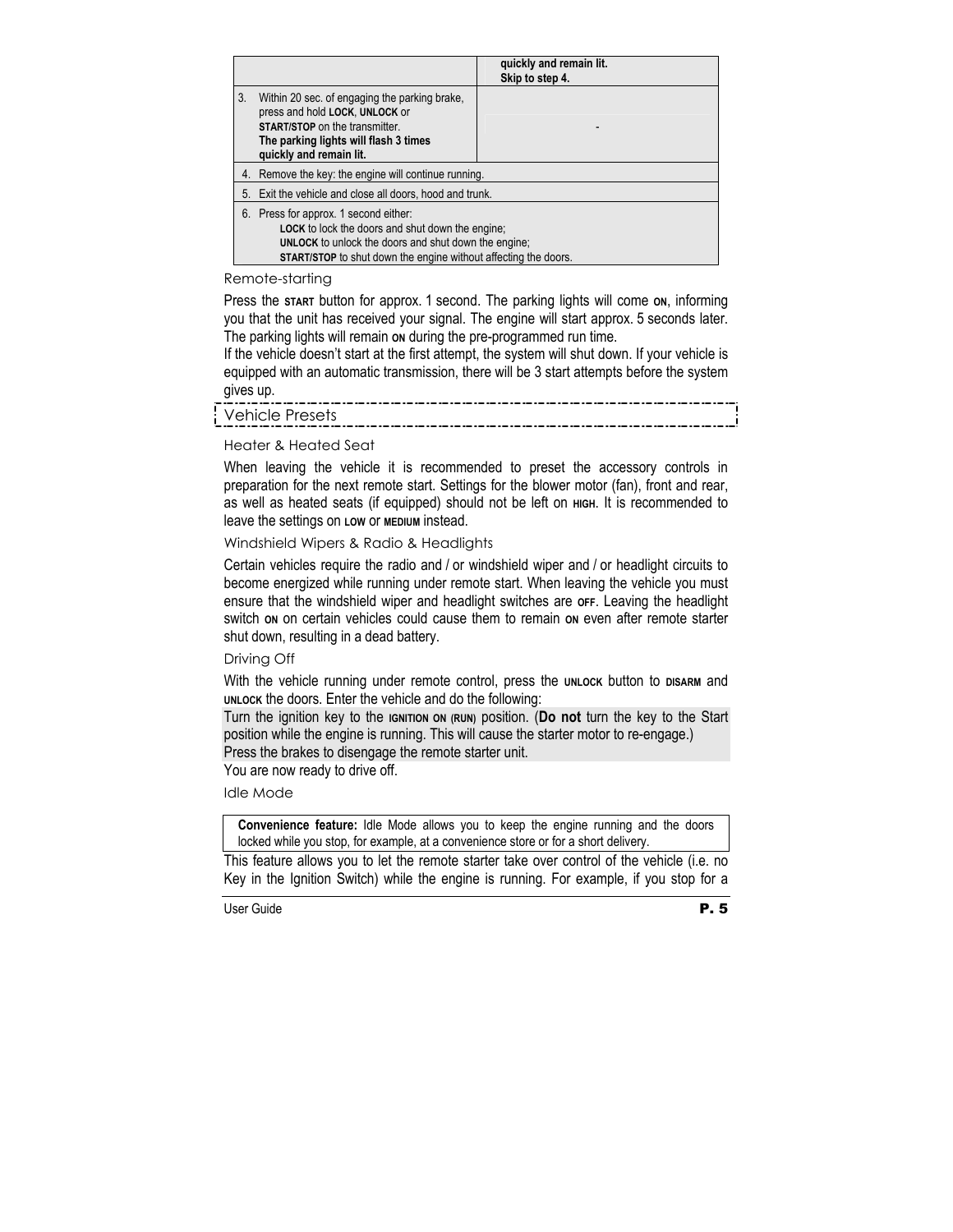| | |
|---|---|
| | **quickly and remain lit. Skip to step 4.** |
| 3. Within 20 sec. of engaging the parking brake, press and hold **LOCK**, **UNLOCK** or **START/STOP** on the transmitter. **The parking lights will flash 3 times quickly and remain lit.** | - |
| 4. Remove the key: the engine will continue running. | |
| 5. Exit the vehicle and close all doors, hood and trunk. | |
| 6. Press for approx. 1 second either: **LOCK** to lock the doors and shut down the engine; **UNLOCK** to unlock the doors and shut down the engine; **START/STOP** to shut down the engine without affecting the doors. | |

### Remote-starting

Press the **START** button for approx. 1 second. The parking lights will come **ON**, informing you that the unit has received your signal. The engine will start approx. 5 seconds later. The parking lights will remain **ON** during the pre-programmed run time.
If the vehicle doesn't start at the first attempt, the system will shut down. If your vehicle is equipped with an automatic transmission, there will be 3 start attempts before the system gives up.

## Vehicle Presets

### Heater & Heated Seat

When leaving the vehicle it is recommended to preset the accessory controls in preparation for the next remote start. Settings for the blower motor (fan), front and rear, as well as heated seats (if equipped) should not be left on **HIGH**. It is recommended to leave the settings on **LOW** or **MEDIUM** instead.

### Windshield Wipers & Radio & Headlights

Certain vehicles require the radio and / or windshield wiper and / or headlight circuits to become energized while running under remote start. When leaving the vehicle you must ensure that the windshield wiper and headlight switches are **OFF**. Leaving the headlight switch **ON** on certain vehicles could cause them to remain **ON** even after remote starter shut down, resulting in a dead battery.

### Driving Off

With the vehicle running under remote control, press the **UNLOCK** button to **DISARM** and **UNLOCK** the doors. Enter the vehicle and do the following:
Turn the ignition key to the **IGNITION ON (RUN)** position. (**Do not** turn the key to the Start position while the engine is running. This will cause the starter motor to re-engage.)
Press the brakes to disengage the remote starter unit.
You are now ready to drive off.

### Idle Mode

> **Convenience feature:** Idle Mode allows you to keep the engine running and the doors locked while you stop, for example, at a convenience store or for a short delivery.

This feature allows you to let the remote starter take over control of the vehicle (i.e. no Key in the Ignition Switch) while the engine is running. For example, if you stop for a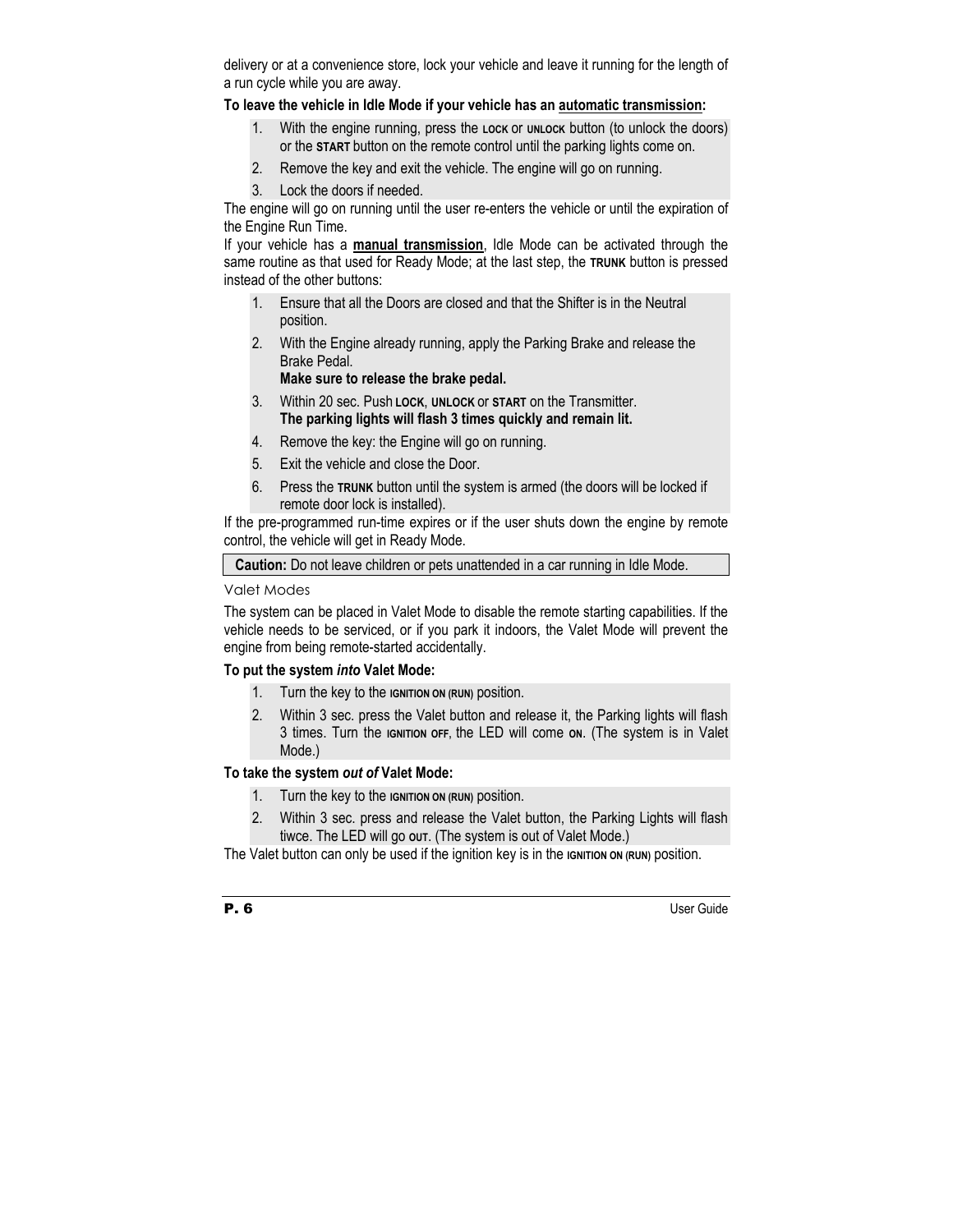delivery or at a convenience store, lock your vehicle and leave it running for the length of a run cycle while you are away.

**To leave the vehicle in Idle Mode if your vehicle has an automatic transmission:**

1. With the engine running, press the **LOCK** or **UNLOCK** button (to unlock the doors) or the **START** button on the remote control until the parking lights come on.
2. Remove the key and exit the vehicle. The engine will go on running.
3. Lock the doors if needed.

The engine will go on running until the user re-enters the vehicle or until the expiration of the Engine Run Time.

If your vehicle has a **manual transmission**, Idle Mode can be activated through the same routine as that used for Ready Mode; at the last step, the **TRUNK** button is pressed instead of the other buttons:

1. Ensure that all the Doors are closed and that the Shifter is in the Neutral position.
2. With the Engine already running, apply the Parking Brake and release the Brake Pedal.
   **Make sure to release the brake pedal.**
3. Within 20 sec. Push **LOCK**, **UNLOCK** or **START** on the Transmitter.
   **The parking lights will flash 3 times quickly and remain lit.**
4. Remove the key: the Engine will go on running.
5. Exit the vehicle and close the Door.
6. Press the **TRUNK** button until the system is armed (the doors will be locked if remote door lock is installed).

If the pre-programmed run-time expires or if the user shuts down the engine by remote control, the vehicle will get in Ready Mode.

**Caution:** Do not leave children or pets unattended in a car running in Idle Mode.

### Valet Modes

The system can be placed in Valet Mode to disable the remote starting capabilities. If the vehicle needs to be serviced, or if you park it indoors, the Valet Mode will prevent the engine from being remote-started accidentally.

**To put the system *into* Valet Mode:**

1. Turn the key to the **IGNITION ON (RUN)** position.
2. Within 3 sec. press the Valet button and release it, the Parking lights will flash 3 times. Turn the **IGNITION OFF**, the LED will come **ON**. (The system is in Valet Mode.)

**To take the system *out of* Valet Mode:**

1. Turn the key to the **IGNITION ON (RUN)** position.
2. Within 3 sec. press and release the Valet button, the Parking Lights will flash tiwce. The LED will go **OUT**. (The system is out of Valet Mode.)

The Valet button can only be used if the ignition key is in the **IGNITION ON (RUN)** position.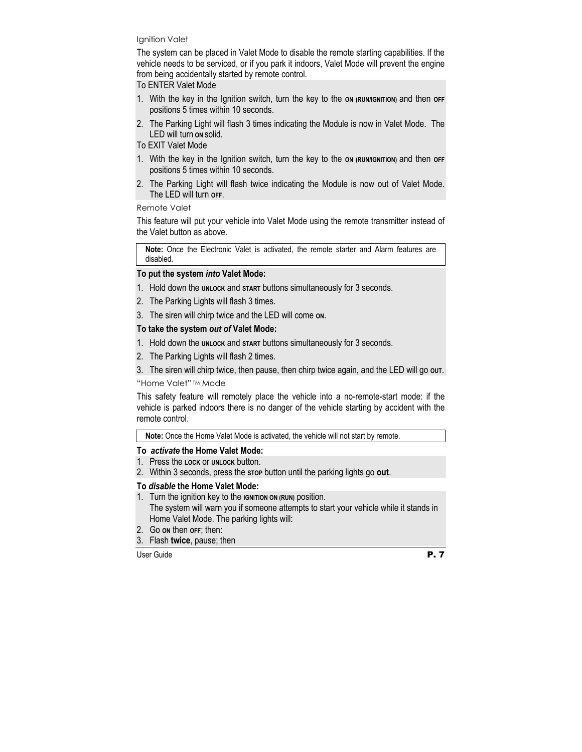## Ignition Valet

The system can be placed in Valet Mode to disable the remote starting capabilities. If the vehicle needs to be serviced, or if you park it indoors, Valet Mode will prevent the engine from being accidentally started by remote control.

To ENTER Valet Mode

1. With the key in the Ignition switch, turn the key to the **ON (RUN/IGNITION)** and then **OFF** positions 5 times within 10 seconds.
2. The Parking Light will flash 3 times indicating the Module is now in Valet Mode. The LED will turn **ON** solid.

To EXIT Valet Mode

1. With the key in the Ignition switch, turn the key to the **ON (RUN/IGNITION)** and then **OFF** positions 5 times within 10 seconds.
2. The Parking Light will flash twice indicating the Module is now out of Valet Mode. The LED will turn **OFF**.

## Remote Valet

This feature will put your vehicle into Valet Mode using the remote transmitter instead of the Valet button as above.

> **Note:** Once the Electronic Valet is activated, the remote starter and Alarm features are disabled.

**To put the system *into* Valet Mode:**

1. Hold down the **UNLOCK** and **START** buttons simultaneously for 3 seconds.
2. The Parking Lights will flash 3 times.
3. The siren will chirp twice and the LED will come **ON**.

**To take the system *out of* Valet Mode:**

1. Hold down the **UNLOCK** and **START** buttons simultaneously for 3 seconds.
2. The Parking Lights will flash 2 times.
3. The siren will chirp twice, then pause, then chirp twice again, and the LED will go **OUT**.

## "Home Valet"™ Mode

This safety feature will remotely place the vehicle into a no-remote-start mode: if the vehicle is parked indoors there is no danger of the vehicle starting by accident with the remote control.

> **Note:** Once the Home Valet Mode is activated, the vehicle will not start by remote.

**To *activate* the Home Valet Mode:**

1. Press the **LOCK** or **UNLOCK** button.
2. Within 3 seconds, press the **STOP** button until the parking lights go **out**.

**To *disable* the Home Valet Mode:**

1. Turn the ignition key to the **IGNITION ON (RUN)** position.
   The system will warn you if someone attempts to start your vehicle while it stands in Home Valet Mode. The parking lights will:
2. Go **ON** then **OFF**; then:
3. Flash **twice**, pause; then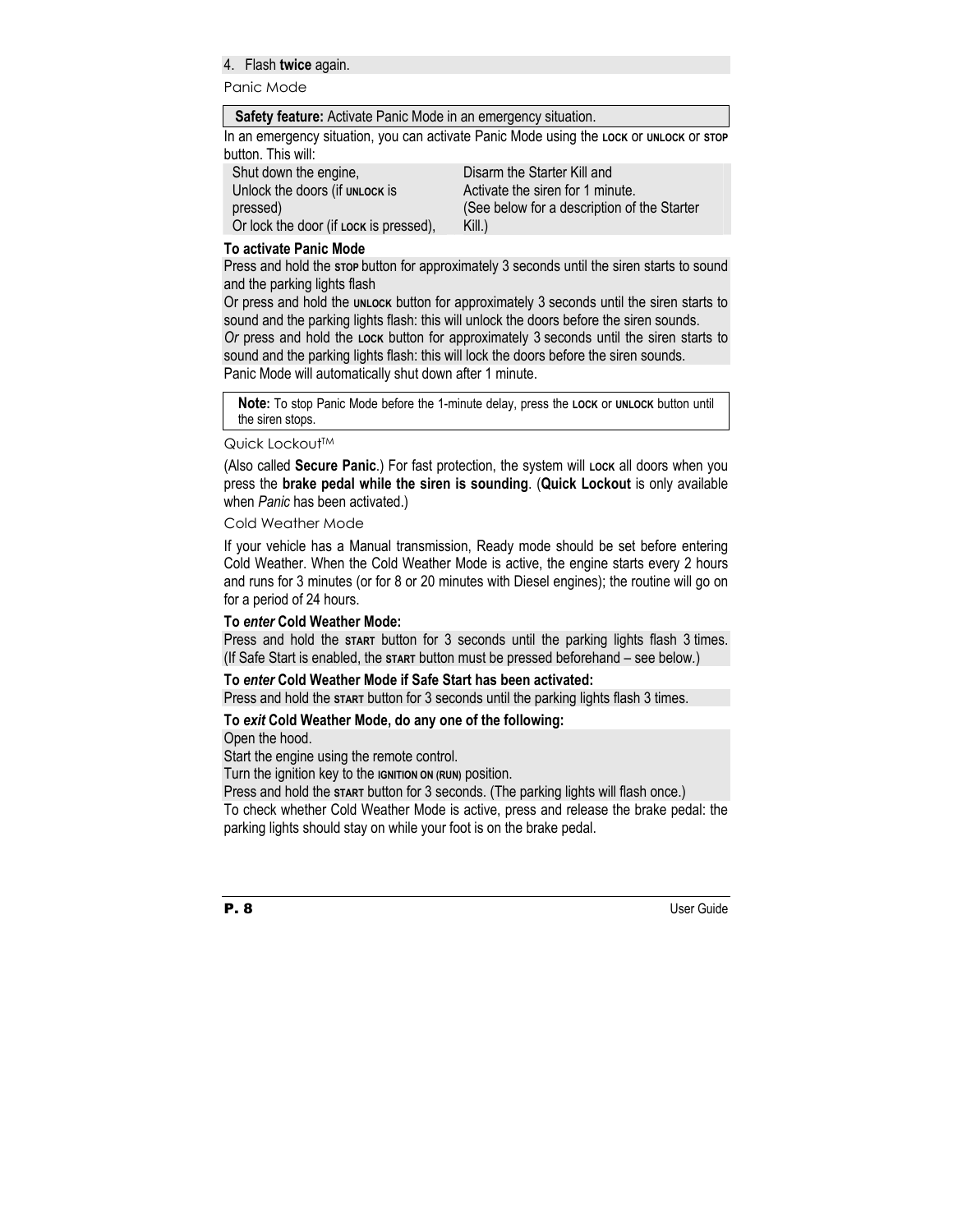4. Flash **twice** again.

## Panic Mode

**Safety feature:** Activate Panic Mode in an emergency situation.

In an emergency situation, you can activate Panic Mode using the LOCK or UNLOCK or STOP button. This will:

| | |
|---|---|
| Shut down the engine,<br>Unlock the doors (if UNLOCK is pressed)<br>Or lock the door (if LOCK is pressed), | Disarm the Starter Kill and<br>Activate the siren for 1 minute.<br>(See below for a description of the Starter Kill.) |

**To activate Panic Mode**

Press and hold the STOP button for approximately 3 seconds until the siren starts to sound and the parking lights flash

Or press and hold the UNLOCK button for approximately 3 seconds until the siren starts to sound and the parking lights flash: this will unlock the doors before the siren sounds.

*Or* press and hold the LOCK button for approximately 3 seconds until the siren starts to sound and the parking lights flash: this will lock the doors before the siren sounds.

Panic Mode will automatically shut down after 1 minute.

**Note:** To stop Panic Mode before the 1-minute delay, press the LOCK or UNLOCK button until the siren stops.

## Quick Lockout™

(Also called **Secure Panic**.) For fast protection, the system will LOCK all doors when you press the **brake pedal while the siren is sounding**. (**Quick Lockout** is only available when *Panic* has been activated.)

## Cold Weather Mode

If your vehicle has a Manual transmission, Ready mode should be set before entering Cold Weather. When the Cold Weather Mode is active, the engine starts every 2 hours and runs for 3 minutes (or for 8 or 20 minutes with Diesel engines); the routine will go on for a period of 24 hours.

**To *enter* Cold Weather Mode:**

Press and hold the START button for 3 seconds until the parking lights flash 3 times. (If Safe Start is enabled, the START button must be pressed beforehand – see below.)

**To *enter* Cold Weather Mode if Safe Start has been activated:**

Press and hold the START button for 3 seconds until the parking lights flash 3 times.

**To *exit* Cold Weather Mode, do any one of the following:**

Open the hood.

Start the engine using the remote control.

Turn the ignition key to the IGNITION ON (RUN) position.

Press and hold the START button for 3 seconds. (The parking lights will flash once.)

To check whether Cold Weather Mode is active, press and release the brake pedal: the parking lights should stay on while your foot is on the brake pedal.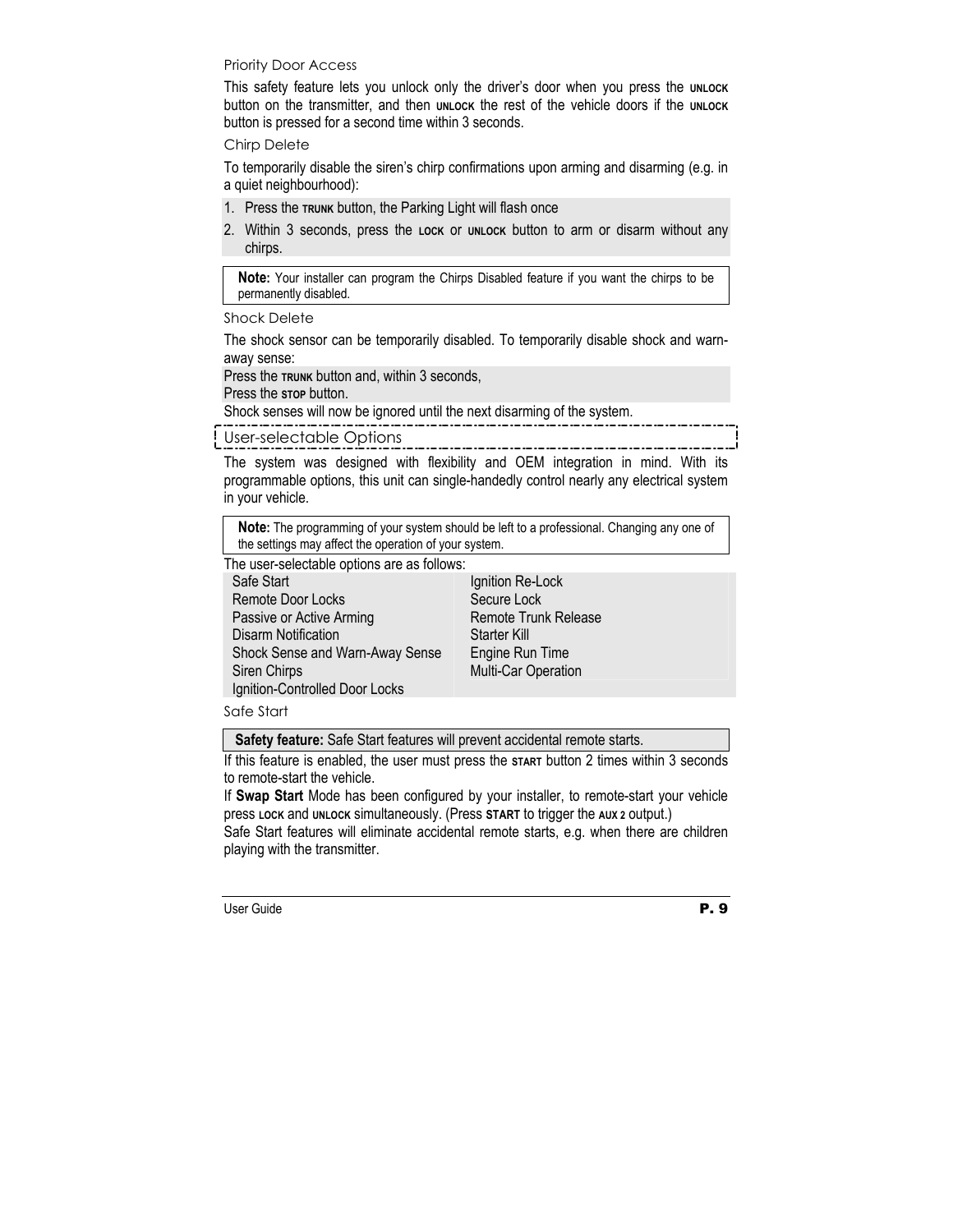### Priority Door Access

This safety feature lets you unlock only the driver's door when you press the **UNLOCK** button on the transmitter, and then **UNLOCK** the rest of the vehicle doors if the **UNLOCK** button is pressed for a second time within 3 seconds.

### Chirp Delete

To temporarily disable the siren's chirp confirmations upon arming and disarming (e.g. in a quiet neighbourhood):

1. Press the **TRUNK** button, the Parking Light will flash once
2. Within 3 seconds, press the **LOCK** or **UNLOCK** button to arm or disarm without any chirps.

> **Note:** Your installer can program the Chirps Disabled feature if you want the chirps to be permanently disabled.

### Shock Delete

The shock sensor can be temporarily disabled. To temporarily disable shock and warn-away sense:

Press the **TRUNK** button and, within 3 seconds,
Press the **STOP** button.

Shock senses will now be ignored until the next disarming of the system.

## User-selectable Options

The system was designed with flexibility and OEM integration in mind. With its programmable options, this unit can single-handedly control nearly any electrical system in your vehicle.

> **Note:** The programming of your system should be left to a professional. Changing any one of the settings may affect the operation of your system.

The user-selectable options are as follows:

| | |
|---|---|
| Safe Start | Ignition Re-Lock |
| Remote Door Locks | Secure Lock |
| Passive or Active Arming | Remote Trunk Release |
| Disarm Notification | Starter Kill |
| Shock Sense and Warn-Away Sense | Engine Run Time |
| Siren Chirps | Multi-Car Operation |
| Ignition-Controlled Door Locks | |

### Safe Start

> **Safety feature:** Safe Start features will prevent accidental remote starts.

If this feature is enabled, the user must press the **START** button 2 times within 3 seconds to remote-start the vehicle.

If **Swap Start** Mode has been configured by your installer, to remote-start your vehicle press **LOCK** and **UNLOCK** simultaneously. (Press **START** to trigger the **AUX 2** output.)

Safe Start features will eliminate accidental remote starts, e.g. when there are children playing with the transmitter.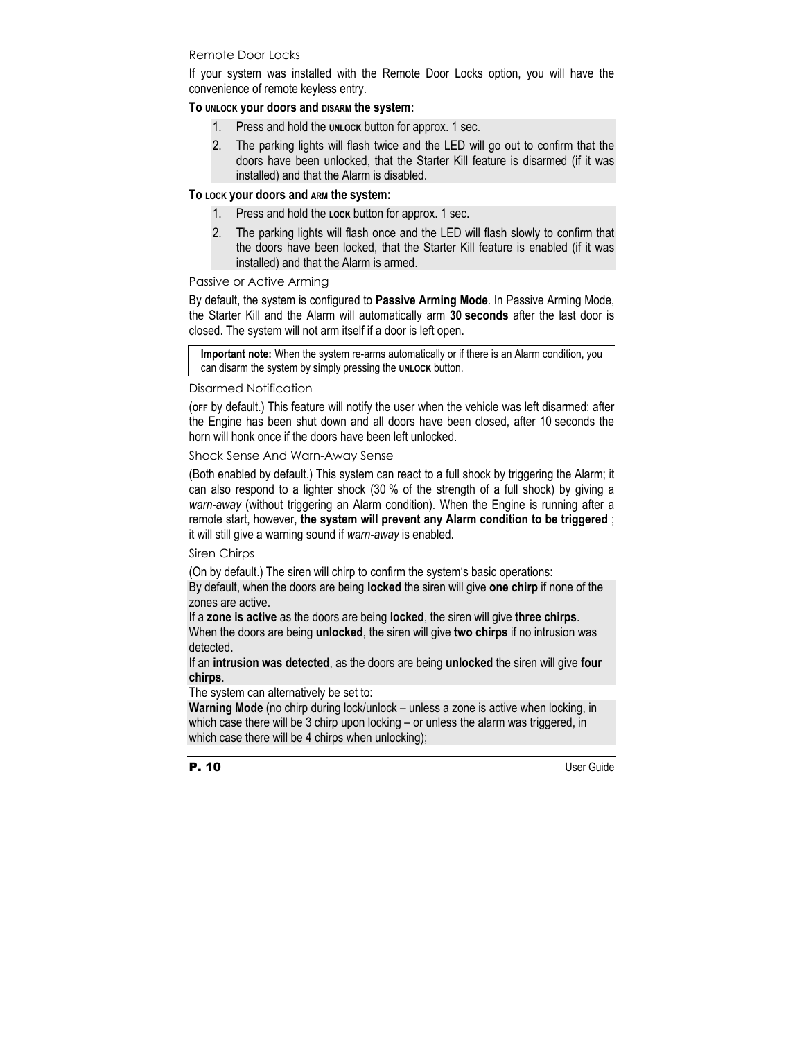### Remote Door Locks

If your system was installed with the Remote Door Locks option, you will have the convenience of remote keyless entry.

**To UNLOCK your doors and DISARM the system:**

1. Press and hold the **UNLOCK** button for approx. 1 sec.
2. The parking lights will flash twice and the LED will go out to confirm that the doors have been unlocked, that the Starter Kill feature is disarmed (if it was installed) and that the Alarm is disabled.

**To LOCK your doors and ARM the system:**

1. Press and hold the **LOCK** button for approx. 1 sec.
2. The parking lights will flash once and the LED will flash slowly to confirm that the doors have been locked, that the Starter Kill feature is enabled (if it was installed) and that the Alarm is armed.

### Passive or Active Arming

By default, the system is configured to **Passive Arming Mode**. In Passive Arming Mode, the Starter Kill and the Alarm will automatically arm **30 seconds** after the last door is closed. The system will not arm itself if a door is left open.

> **Important note:** When the system re-arms automatically or if there is an Alarm condition, you can disarm the system by simply pressing the **UNLOCK** button.

### Disarmed Notification

(**OFF** by default.) This feature will notify the user when the vehicle was left disarmed: after the Engine has been shut down and all doors have been closed, after 10 seconds the horn will honk once if the doors have been left unlocked.

### Shock Sense And Warn-Away Sense

(Both enabled by default.) This system can react to a full shock by triggering the Alarm; it can also respond to a lighter shock (30 % of the strength of a full shock) by giving a *warn-away* (without triggering an Alarm condition). When the Engine is running after a remote start, however, **the system will prevent any Alarm condition to be triggered** ; it will still give a warning sound if *warn-away* is enabled.

### Siren Chirps

(On by default.) The siren will chirp to confirm the system's basic operations:

By default, when the doors are being **locked** the siren will give **one chirp** if none of the zones are active.

If a **zone is active** as the doors are being **locked**, the siren will give **three chirps**.

When the doors are being **unlocked**, the siren will give **two chirps** if no intrusion was detected.

If an **intrusion was detected**, as the doors are being **unlocked** the siren will give **four chirps**.

The system can alternatively be set to:

**Warning Mode** (no chirp during lock/unlock – unless a zone is active when locking, in which case there will be 3 chirp upon locking – or unless the alarm was triggered, in which case there will be 4 chirps when unlocking);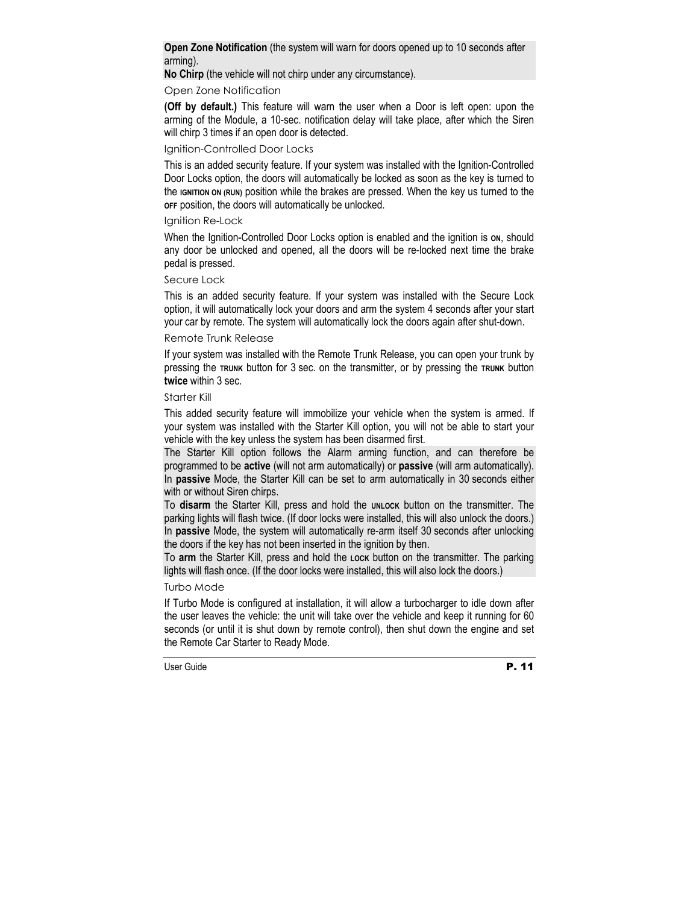**Open Zone Notification** (the system will warn for doors opened up to 10 seconds after arming).
**No Chirp** (the vehicle will not chirp under any circumstance).

### Open Zone Notification

**(Off by default.)** This feature will warn the user when a Door is left open: upon the arming of the Module, a 10-sec. notification delay will take place, after which the Siren will chirp 3 times if an open door is detected.

### Ignition-Controlled Door Locks

This is an added security feature. If your system was installed with the Ignition-Controlled Door Locks option, the doors will automatically be locked as soon as the key is turned to the **IGNITION ON (RUN)** position while the brakes are pressed. When the key us turned to the **OFF** position, the doors will automatically be unlocked.

### Ignition Re-Lock

When the Ignition-Controlled Door Locks option is enabled and the ignition is **ON**, should any door be unlocked and opened, all the doors will be re-locked next time the brake pedal is pressed.

### Secure Lock

This is an added security feature. If your system was installed with the Secure Lock option, it will automatically lock your doors and arm the system 4 seconds after your start your car by remote. The system will automatically lock the doors again after shut-down.

### Remote Trunk Release

If your system was installed with the Remote Trunk Release, you can open your trunk by pressing the **TRUNK** button for 3 sec. on the transmitter, or by pressing the **TRUNK** button **twice** within 3 sec.

### Starter Kill

This added security feature will immobilize your vehicle when the system is armed. If your system was installed with the Starter Kill option, you will not be able to start your vehicle with the key unless the system has been disarmed first.

The Starter Kill option follows the Alarm arming function, and can therefore be programmed to be **active** (will not arm automatically) or **passive** (will arm automatically). In **passive** Mode, the Starter Kill can be set to arm automatically in 30 seconds either with or without Siren chirps.

To **disarm** the Starter Kill, press and hold the **UNLOCK** button on the transmitter. The parking lights will flash twice. (If door locks were installed, this will also unlock the doors.) In **passive** Mode, the system will automatically re-arm itself 30 seconds after unlocking the doors if the key has not been inserted in the ignition by then.

To **arm** the Starter Kill, press and hold the **LOCK** button on the transmitter. The parking lights will flash once. (If the door locks were installed, this will also lock the doors.)

### Turbo Mode

If Turbo Mode is configured at installation, it will allow a turbocharger to idle down after the user leaves the vehicle: the unit will take over the vehicle and keep it running for 60 seconds (or until it is shut down by remote control), then shut down the engine and set the Remote Car Starter to Ready Mode.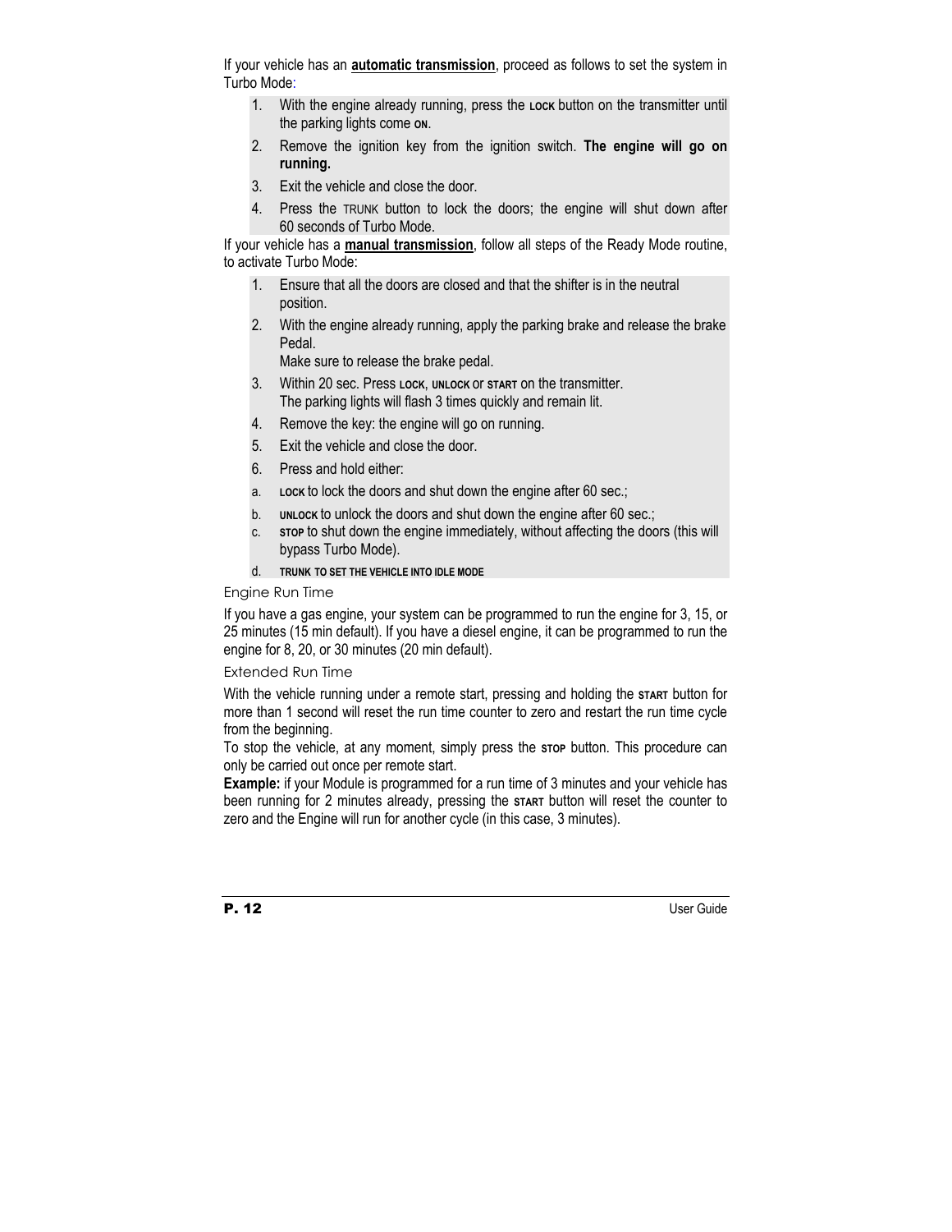If your vehicle has an **automatic transmission**, proceed as follows to set the system in Turbo Mode:

1. With the engine already running, press the **LOCK** button on the transmitter until the parking lights come **ON**.
2. Remove the ignition key from the ignition switch. **The engine will go on running.**
3. Exit the vehicle and close the door.
4. Press the TRUNK button to lock the doors; the engine will shut down after 60 seconds of Turbo Mode.

If your vehicle has a **manual transmission**, follow all steps of the Ready Mode routine, to activate Turbo Mode:

1. Ensure that all the doors are closed and that the shifter is in the neutral position.
2. With the engine already running, apply the parking brake and release the brake Pedal.
   Make sure to release the brake pedal.
3. Within 20 sec. Press **LOCK**, **UNLOCK** or **START** on the transmitter.
   The parking lights will flash 3 times quickly and remain lit.
4. Remove the key: the engine will go on running.
5. Exit the vehicle and close the door.
6. Press and hold either:
   a. **LOCK** to lock the doors and shut down the engine after 60 sec.;
   b. **UNLOCK** to unlock the doors and shut down the engine after 60 sec.;
   c. **STOP** to shut down the engine immediately, without affecting the doors (this will bypass Turbo Mode).
   d. **TRUNK TO SET THE VEHICLE INTO IDLE MODE**

### Engine Run Time

If you have a gas engine, your system can be programmed to run the engine for 3, 15, or 25 minutes (15 min default). If you have a diesel engine, it can be programmed to run the engine for 8, 20, or 30 minutes (20 min default).

### Extended Run Time

With the vehicle running under a remote start, pressing and holding the **START** button for more than 1 second will reset the run time counter to zero and restart the run time cycle from the beginning.

To stop the vehicle, at any moment, simply press the **STOP** button. This procedure can only be carried out once per remote start.

**Example:** if your Module is programmed for a run time of 3 minutes and your vehicle has been running for 2 minutes already, pressing the **START** button will reset the counter to zero and the Engine will run for another cycle (in this case, 3 minutes).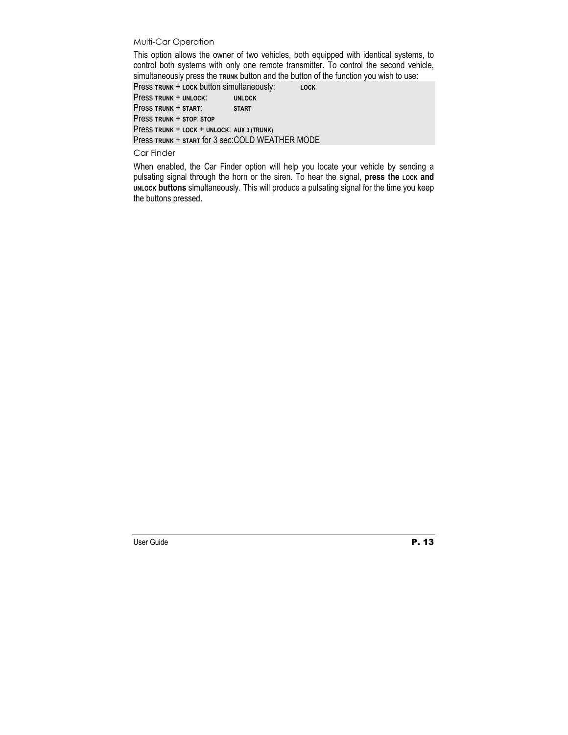### Multi-Car Operation

This option allows the owner of two vehicles, both equipped with identical systems, to control both systems with only one remote transmitter. To control the second vehicle, simultaneously press the TRUNK button and the button of the function you wish to use:

Press TRUNK + LOCK button simultaneously: LOCK
Press TRUNK + UNLOCK: UNLOCK
Press TRUNK + START: START
Press TRUNK + STOP: STOP
Press TRUNK + LOCK + UNLOCK: AUX 3 (TRUNK)
Press TRUNK + START for 3 sec: COLD WEATHER MODE

### Car Finder

When enabled, the Car Finder option will help you locate your vehicle by sending a pulsating signal through the horn or the siren. To hear the signal, **press the LOCK and UNLOCK buttons** simultaneously. This will produce a pulsating signal for the time you keep the buttons pressed.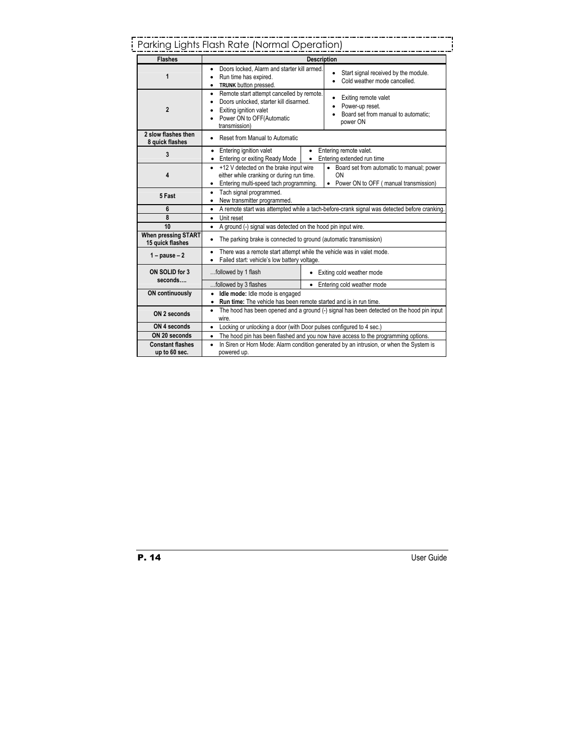## Parking Lights Flash Rate (Normal Operation)

| Flashes | Description |
|---|---|
| 1 | • Doors locked, Alarm and starter kill armed.<br>• Run time has expired.<br>• **TRUNK** button pressed.<br>• Start signal received by the module.<br>• Cold weather mode cancelled. |
| 2 | • Remote start attempt cancelled by remote.<br>• Doors unlocked, starter kill disarmed.<br>• Exiting ignition valet<br>• Power ON to OFF(Automatic transmission)<br>• Exiting remote valet<br>• Power-up reset.<br>• Board set from manual to automatic; power ON |
| 2 slow flashes then 8 quick flashes | • Reset from Manual to Automatic |
| 3 | • Entering ignition valet<br>• Entering or exiting Ready Mode<br>• Entering remote valet.<br>• Entering extended run time |
| 4 | • +12 V detected on the brake input wire either while cranking or during run time.<br>• Entering multi-speed tach programming.<br>• Board set from automatic to manual; power ON<br>• Power ON to OFF ( manual transmission) |
| 5 Fast | • Tach signal programmed.<br>• New transmitter programmed. |
| 6 | • A remote start was attempted while a tach-before-crank signal was detected before cranking. |
| 8 | • Unit reset |
| 10 | • A ground (-) signal was detected on the hood pin input wire. |
| When pressing START 15 quick flashes | • The parking brake is connected to ground (automatic transmission) |
| 1 – pause – 2 | • There was a remote start attempt while the vehicle was in valet mode.<br>• Failed start: vehicle's low battery voltage. |
| ON SOLID for 3 seconds…. | …followed by 1 flash: • Exiting cold weather mode<br>…followed by 3 flashes: • Entering cold weather mode |
| ON continuously | • **Idle mode:** Idle mode is engaged<br>• **Run time:** The vehicle has been remote started and is in run time. |
| ON 2 seconds | • The hood has been opened and a ground (-) signal has been detected on the hood pin input wire. |
| ON 4 seconds | • Locking or unlocking a door (with Door pulses configured to 4 sec.) |
| ON 20 seconds | • The hood pin has been flashed and you now have access to the programming options. |
| Constant flashes up to 60 sec. | • In Siren or Horn Mode: Alarm condition generated by an intrusion, or when the System is powered up. |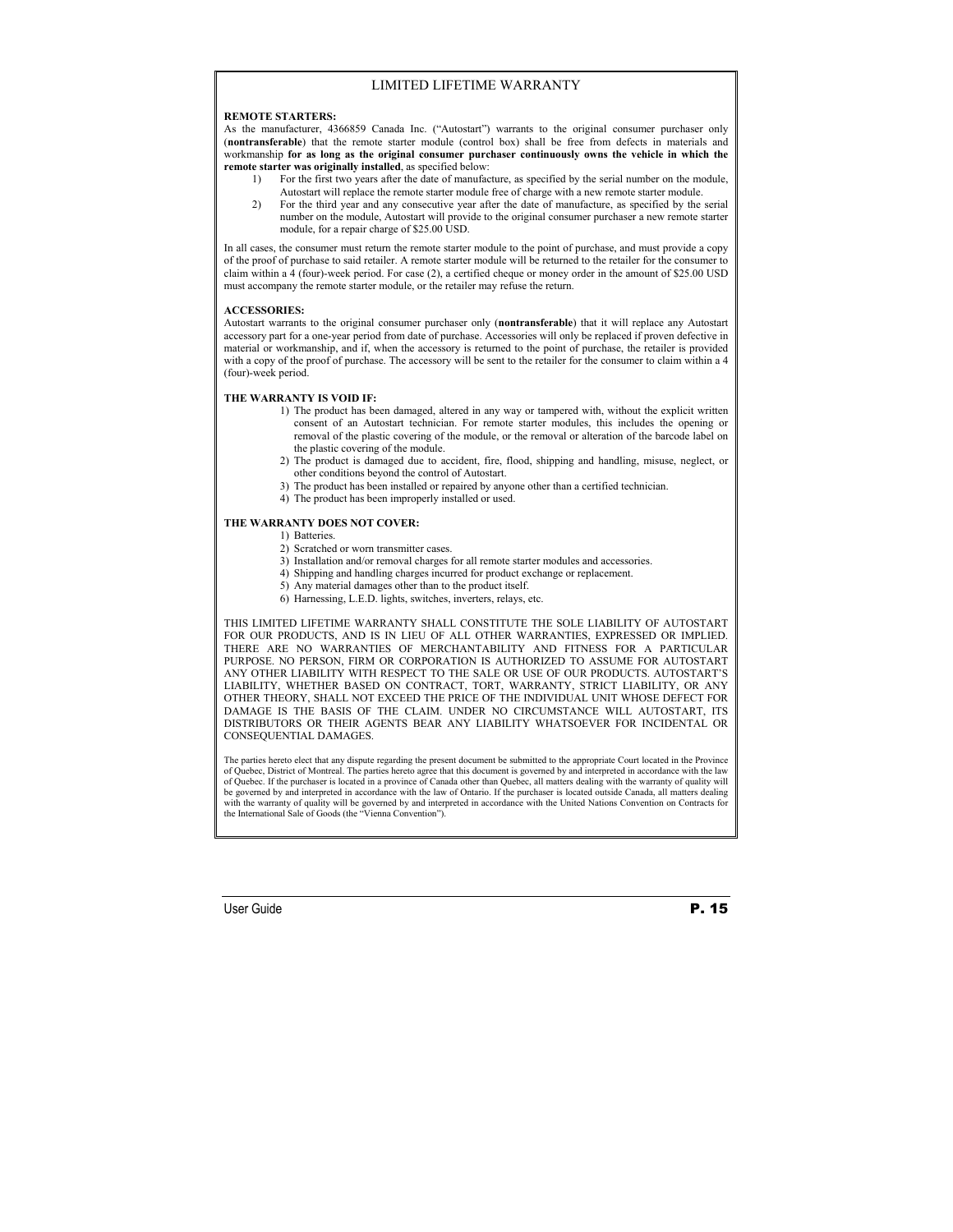# LIMITED LIFETIME WARRANTY

**REMOTE STARTERS:**

As the manufacturer, 4366859 Canada Inc. ("Autostart") warrants to the original consumer purchaser only (**nontransferable**) that the remote starter module (control box) shall be free from defects in materials and workmanship **for as long as the original consumer purchaser continuously owns the vehicle in which the remote starter was originally installed**, as specified below:

1) For the first two years after the date of manufacture, as specified by the serial number on the module, Autostart will replace the remote starter module free of charge with a new remote starter module.
2) For the third year and any consecutive year after the date of manufacture, as specified by the serial number on the module, Autostart will provide to the original consumer purchaser a new remote starter module, for a repair charge of $25.00 USD.

In all cases, the consumer must return the remote starter module to the point of purchase, and must provide a copy of the proof of purchase to said retailer. A remote starter module will be returned to the retailer for the consumer to claim within a 4 (four)-week period. For case (2), a certified cheque or money order in the amount of $25.00 USD must accompany the remote starter module, or the retailer may refuse the return.

**ACCESSORIES:**

Autostart warrants to the original consumer purchaser only (**nontransferable**) that it will replace any Autostart accessory part for a one-year period from date of purchase. Accessories will only be replaced if proven defective in material or workmanship, and if, when the accessory is returned to the point of purchase, the retailer is provided with a copy of the proof of purchase. The accessory will be sent to the retailer for the consumer to claim within a 4 (four)-week period.

**THE WARRANTY IS VOID IF:**

1) The product has been damaged, altered in any way or tampered with, without the explicit written consent of an Autostart technician. For remote starter modules, this includes the opening or removal of the plastic covering of the module, or the removal or alteration of the barcode label on the plastic covering of the module.
2) The product is damaged due to accident, fire, flood, shipping and handling, misuse, neglect, or other conditions beyond the control of Autostart.
3) The product has been installed or repaired by anyone other than a certified technician.
4) The product has been improperly installed or used.

**THE WARRANTY DOES NOT COVER:**

1) Batteries.
2) Scratched or worn transmitter cases.
3) Installation and/or removal charges for all remote starter modules and accessories.
4) Shipping and handling charges incurred for product exchange or replacement.
5) Any material damages other than to the product itself.
6) Harnessing, L.E.D. lights, switches, inverters, relays, etc.

THIS LIMITED LIFETIME WARRANTY SHALL CONSTITUTE THE SOLE LIABILITY OF AUTOSTART FOR OUR PRODUCTS, AND IS IN LIEU OF ALL OTHER WARRANTIES, EXPRESSED OR IMPLIED. THERE ARE NO WARRANTIES OF MERCHANTABILITY AND FITNESS FOR A PARTICULAR PURPOSE. NO PERSON, FIRM OR CORPORATION IS AUTHORIZED TO ASSUME FOR AUTOSTART ANY OTHER LIABILITY WITH RESPECT TO THE SALE OR USE OF OUR PRODUCTS. AUTOSTART'S LIABILITY, WHETHER BASED ON CONTRACT, TORT, WARRANTY, STRICT LIABILITY, OR ANY OTHER THEORY, SHALL NOT EXCEED THE PRICE OF THE INDIVIDUAL UNIT WHOSE DEFECT FOR DAMAGE IS THE BASIS OF THE CLAIM. UNDER NO CIRCUMSTANCE WILL AUTOSTART, ITS DISTRIBUTORS OR THEIR AGENTS BEAR ANY LIABILITY WHATSOEVER FOR INCIDENTAL OR CONSEQUENTIAL DAMAGES.

The parties hereto elect that any dispute regarding the present document be submitted to the appropriate Court located in the Province of Quebec, District of Montreal. The parties hereto agree that this document is governed by and interpreted in accordance with the law of Quebec. If the purchaser is located in a province of Canada other than Quebec, all matters dealing with the warranty of quality will be governed by and interpreted in accordance with the law of Ontario. If the purchaser is located outside Canada, all matters dealing with the warranty of quality will be governed by and interpreted in accordance with the United Nations Convention on Contracts for the International Sale of Goods (the "Vienna Convention").